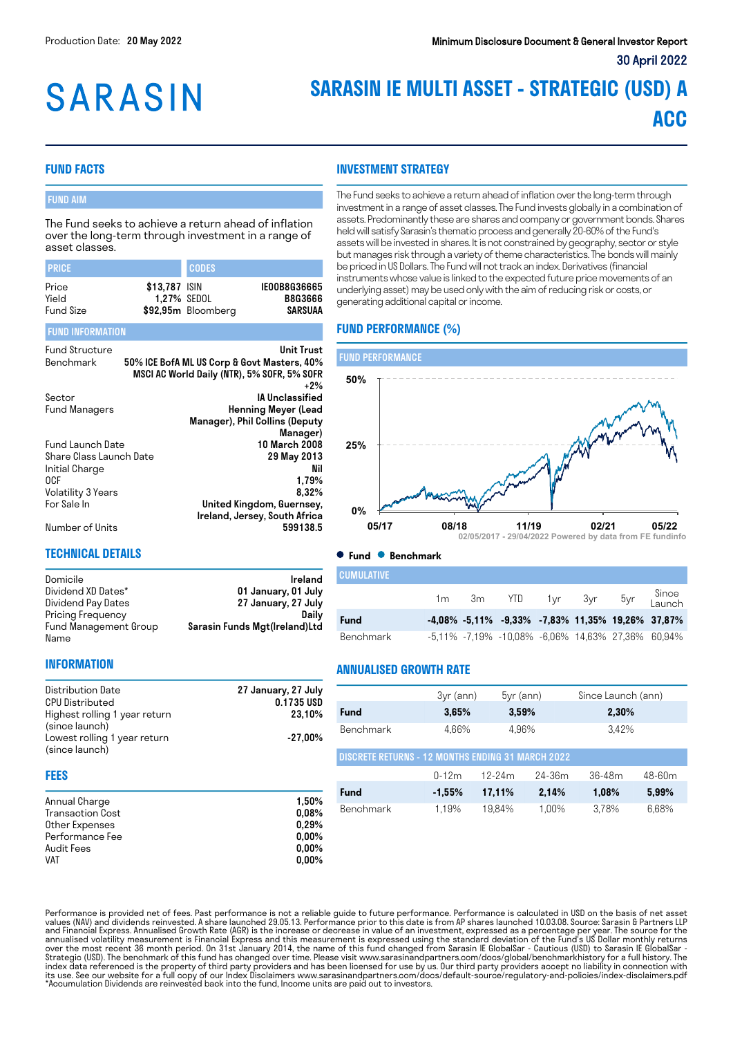Production Date: **20 May 2022**

**Minimum Disclosure Document & General Investor Report**

**30 April 2022**

# SARASIN

# SARASIN IE MULTI ASSET - STRATEGIC (USD) A ACC

## FUND FACTS

### FUND AIM

The Fund seeks to achieve a return ahead of inflation over the long-term through investment in a range of asset classes.

| PRICE | | CODES | |
|---|---|---|---|
| Price | $13,787 | ISIN | IE00B8G36665 |
| Yield | 1,27% | SEDOL | B8G3666 |
| Fund Size | $92,95m | Bloomberg | SARSUAA |

### FUND INFORMATION

| | |
|---|---|
| Fund Structure | Unit Trust |
| Benchmark | 50% ICE BofA ML US Corp & Govt Masters, 40% MSCI AC World Daily (NTR), 5% SOFR, 5% SOFR +2% |
| Sector | IA Unclassified |
| Fund Managers | Henning Meyer (Lead Manager), Phil Collins (Deputy Manager) |
| Fund Launch Date | 10 March 2008 |
| Share Class Launch Date | 29 May 2013 |
| Initial Charge | Nil |
| OCF | 1,79% |
| Volatility 3 Years | 8,32% |
| For Sale In | United Kingdom, Guernsey, Ireland, Jersey, South Africa |
| Number of Units | 599138.5 |

## TECHNICAL DETAILS

| | |
|---|---|
| Domicile | Ireland |
| Dividend XD Dates* | 01 January, 01 July |
| Dividend Pay Dates | 27 January, 27 July |
| Pricing Frequency | Daily |
| Fund Management Group Name | Sarasin Funds Mgt(Ireland)Ltd |

## INFORMATION

| | |
|---|---|
| Distribution Date | 27 January, 27 July |
| CPU Distributed | 0.1735 USD |
| Highest rolling 1 year return (since launch) | 23,10% |
| Lowest rolling 1 year return (since launch) | -27,00% |

## FEES

| | |
|---|---|
| Annual Charge | 1,50% |
| Transaction Cost | 0,08% |
| Other Expenses | 0,29% |
| Performance Fee | 0,00% |
| Audit Fees | 0,00% |
| VAT | 0,00% |

## INVESTMENT STRATEGY

The Fund seeks to achieve a return ahead of inflation over the long-term through investment in a range of asset classes. The Fund invests globally in a combination of assets. Predominantly these are shares and company or government bonds. Shares held will satisfy Sarasin's thematic process and generally 20-60% of the Fund's assets will be invested in shares. It is not constrained by geography, sector or style but manages risk through a variety of theme characteristics. The bonds will mainly be priced in US Dollars. The Fund will not track an index. Derivatives (financial instruments whose value is linked to the expected future price movements of an underlying asset) may be used only with the aim of reducing risk or costs, or generating additional capital or income.

## FUND PERFORMANCE (%)

### FUND PERFORMANCE

02/05/2017 - 29/04/2022 Powered by data from FE fundinfo

● Fund ● Benchmark

### CUMULATIVE

| | 1m | 3m | YTD | 1yr | 3yr | 5yr | Since Launch |
|---|---|---|---|---|---|---|---|
| **Fund** | **-4,08%** | **-5,11%** | **-9,33%** | **-7,83%** | **11,35%** | **19,26%** | **37,87%** |
| Benchmark | -5,11% | -7,19% | -10,08% | -6,06% | 14,63% | 27,36% | 60,94% |

## ANNUALISED GROWTH RATE

| | 3yr (ann) | 5yr (ann) | Since Launch (ann) |
|---|---|---|---|
| **Fund** | **3,65%** | **3,59%** | **2,30%** |
| Benchmark | 4,66% | 4,96% | 3,42% |

### DISCRETE RETURNS - 12 MONTHS ENDING 31 MARCH 2022

| | 0-12m | 12-24m | 24-36m | 36-48m | 48-60m |
|---|---|---|---|---|---|
| **Fund** | **-1,55%** | **17,11%** | **2,14%** | **1,08%** | **5,99%** |
| Benchmark | 1,19% | 19,84% | 1,00% | 3,78% | 6,68% |

Performance is provided net of fees. Past performance is not a reliable guide to future performance. Performance is calculated in USD on the basis of net asset values (NAV) and dividends reinvested. A share launched 29.05.13. Performance prior to this date is from AP shares launched 10.03.08. Source: Sarasin & Partners LLP and Financial Express. Annualised Growth Rate (AGR) is the increase or decrease in value of an investment, expressed as a percentage per year. The source for the annualised volatility measurement is Financial Express and this measurement is expressed using the standard deviation of the Fund's US Dollar monthly returns over the most recent 36 month period. On 31st January 2014, the name of this fund changed from Sarasin IE GlobalSar - Cautious (USD) to Sarasin IE GlobalSar - Strategic (USD). The benchmark of this fund has changed over time. Please visit www.sarasinandpartners.com/docs/global/benchmarkhistory for a full history. The index data referenced is the property of third party providers and has been licensed for use by us. Our third party providers accept no liability in connection with its use. See our website for a full copy of our Index Disclaimers www.sarasinandpartners.com/docs/default-source/regulatory-and-policies/index-disclaimers.pdf
*Accumulation Dividends are reinvested back into the fund, Income units are paid out to investors.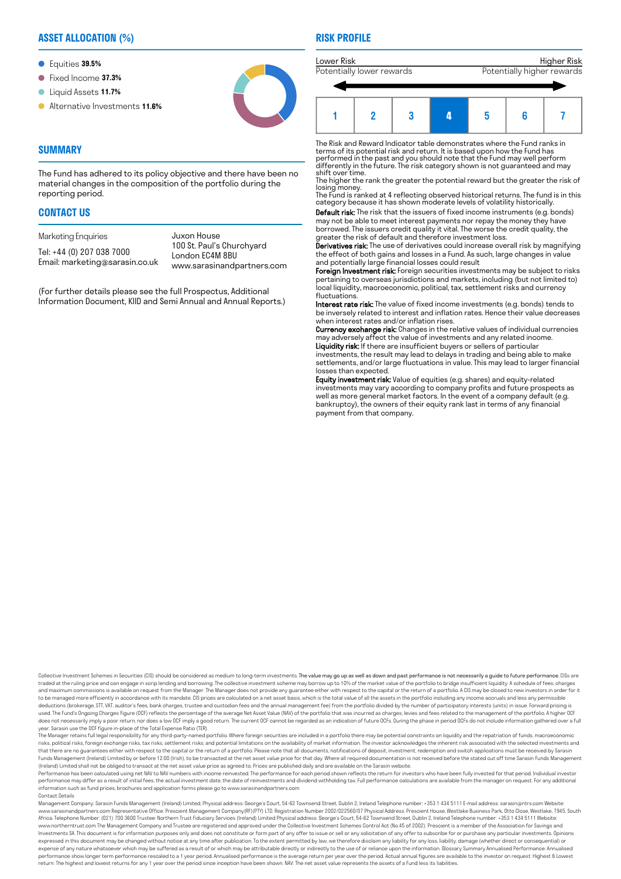## ASSET ALLOCATION (%)

- Equities **39.5%**
- Fixed Income **37.3%**
- Liquid Assets **11.7%**
- Alternative Investments **11.6%**

## SUMMARY

The Fund has adhered to its policy objective and there have been no material changes in the composition of the portfolio during the reporting period.

## CONTACT US

Marketing Enquiries

Tel: +44 (0) 207 038 7000
Email: marketing@sarasin.co.uk

Juxon House
100 St. Paul's Churchyard
London EC4M 8BU
www.sarasinandpartners.com

(For further details please see the full Prospectus, Additional Information Document, KIID and Semi Annual and Annual Reports.)

## RISK PROFILE

Lower Risk
Potentially lower rewards

Higher Risk
Potentially higher rewards

| 1 | 2 | 3 | **4** | 5 | 6 | 7 |
|---|---|---|---|---|---|---|

The Risk and Reward Indicator table demonstrates where the Fund ranks in terms of its potential risk and return. It is based upon how the Fund has performed in the past and you should note that the Fund may well perform differently in the future. The risk category shown is not guaranteed and may shift over time.
The higher the rank the greater the potential reward but the greater the risk of losing money.
The Fund is ranked at 4 reflecting observed historical returns. The fund is in this category because it has shown moderate levels of volatility historically.

**Default risk:** The risk that the issuers of fixed income instruments (e.g. bonds) may not be able to meet interest payments nor repay the money they have borrowed. The issuers credit quality it vital. The worse the credit quality, the greater the risk of default and therefore investment loss.
**Derivatives risk:** The use of derivatives could increase overall risk by magnifying the effect of both gains and losses in a Fund. As such, large changes in value and potentially large financial losses could result
**Foreign Investment risk:** Foreign securities investments may be subject to risks pertaining to overseas jurisdictions and markets, including (but not limited to) local liquidity, macroeconomic, political, tax, settlement risks and currency fluctuations.
**Interest rate risk:** The value of fixed income investments (e.g. bonds) tends to be inversely related to interest and inflation rates. Hence their value decreases when interest rates and/or inflation rises.
**Currency exchange risk:** Changes in the relative values of individual currencies may adversely affect the value of investments and any related income.
**Liquidity risk:** If there are insufficient buyers or sellers of particular investments, the result may lead to delays in trading and being able to make settlements, and/or large fluctuations in value. This may lead to larger financial losses than expected.
**Equity investment risk:** Value of equities (e.g. shares) and equity-related investments may vary according to company profits and future prospects as well as more general market factors. In the event of a company default (e.g. bankruptcy), the owners of their equity rank last in terms of any financial payment from that company.

Collective Investment Schemes in Securities (CIS) should be considered as medium to long-term investments. **The value may go up as well as down and past performance is not necessarily a guide to future performance.** CISs are traded at the ruling price and can engage in scrip lending and borrowing. The collective investment scheme may borrow up to 10% of the market value of the portfolio to bridge insufficient liquidity. A schedule of fees, charges and maximum commissions is available on request from the Manager. The Manager does not provide any guarantee either with respect to the capital or the return of a portfolio. A CIS may be closed to new investors in order for it to be managed more efficiently in accordance with its mandate. CIS prices are calculated on a net asset basis, which is the total value of all the assets in the portfolio including any income accruals and less any permissible deductions (brokerage, STT, VAT, auditor's fees, bank charges, trustee and custodian fees and the annual management fee) from the portfolio divided by the number of participatory interests (units) in issue. Forward pricing is used. The Fund's Ongoing Charges Figure (OCF) reflects the percentage of the average Net Asset Value (NAV) of the portfolio that was incurred as charges, levies and fees related to the management of the portfolio. A higher OCF does not necessarily imply a poor return, nor does a low OCF imply a good return. The current OCF cannot be regarded as an indication of future OCFs. During the phase in period OCFs do not include information gathered over a full year. Sarasin use the OCF figure in-place of the Total Expense Ratio (TER).
The Manager retains full legal responsibility for any third-party-named portfolio. Where foreign securities are included in a portfolio there may be potential constraints on liquidity and the repatriation of funds, macroeconomic risks, political risks, foreign exchange risks, tax risks, settlement risks; and potential limitations on the availability of market information. The investor acknowledges the inherent risk associated with the selected investments and that there are no guarantees either with respect to the capital or the return of a portfolio. Please note that all documents, notifications of deposit, investment, redemption and switch applications must be received by Sarasin Funds Management (Ireland) Limited by or before 12:00 (Irish), to be transacted at the net asset value price for that day. Where all required documentation is not received before the stated cut off time Sarasin Funds Management (Ireland) Limited shall not be obliged to transact at the net asset value price as agreed to. Prices are published daily and are available on the Sarasin website.
Performance has been calculated using net NAV to NAV numbers with income reinvested. The performance for each period shown reflects the return for investors who have been fully invested for that period. Individual investor performance may differ as a result of initial fees, the actual investment date, the date of reinvestments and dividend withholding tax. Full performance calculations are available from the manager on request. For any additional information such as fund prices, brochures and application forms please go to www.sarasinandpartners.com
Contact Details
Management Company: Sarasin Funds Management (Ireland) Limited, Physical address: George's Court, 54-62 Townsend Street, Dublin 2, Ireland Telephone number: +353 1 434 5111 E-mail address: sarasin@ntrs.com Website: www.sarasinandpartners.com Representative Office: Prescient Management Company(RF)(PTY) LTD. Registration Number 2002/022560/07 Physical Address: Prescient House, Westlake Business Park, Otto Close, Westlake, 7945, South Africa. Telephone Number: (021) 700 3600 Trustee: Northern Trust Fiduciary Services (Ireland) Limited Physical address: George's Court, 54-62 Townsend Street, Dublin 2, Ireland Telephone number: +353 1 434 5111 Website: www.northerntrust.com The Management Company and Trustee are registered and approved under the Collective Investment Schemes Control Act (No.45 of 2002). Prescient is a member of the Association for Savings and Investments SA. This document is for information purposes only and does not constitute or form part of any offer to issue or sell or any solicitation of any offer to subscribe for or purchase any particular investments. Opinions expressed in this document may be changed without notice at any time after publication. To the extent permitted by law, we therefore disclaim any liability for any loss, liability, damage (whether direct or consequential) or expense of any nature whatsoever which may be suffered as a result of or which may be attributable directly or indirectly to the use of or reliance upon the information. Glossary Summary Annualised Performance: Annualised performance show longer term performance rescaled to a 1 year period. Annualised performance is the average return per year over the period. Actual annual figures are available to the investor on request. Highest & Lowest return: The highest and lowest returns for any 1 year over the period since inception have been shown. NAV: The net asset value represents the assets of a Fund less its liabilities.